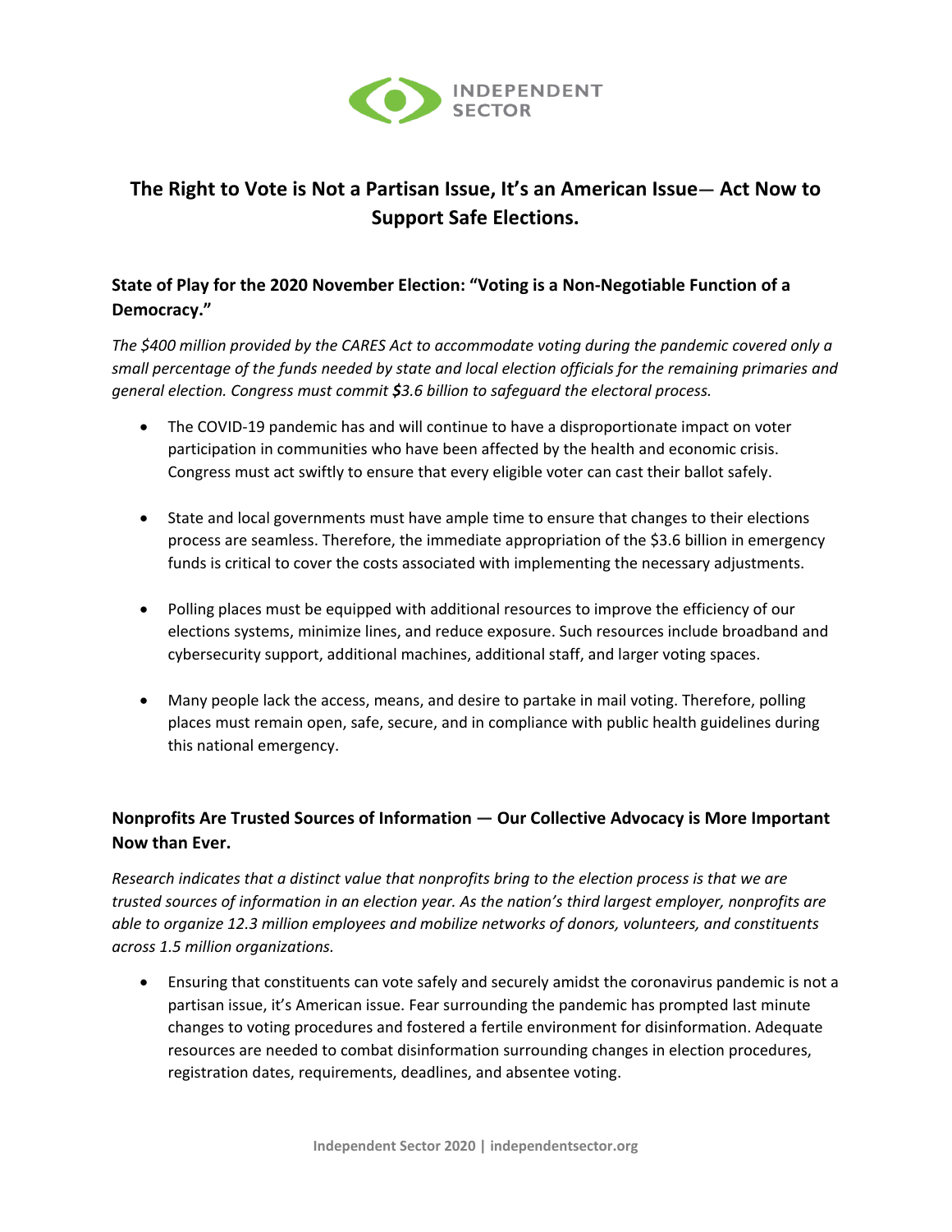# The Right to Vote is Not a Partisan Issue, It's an American Issue— Act Now to Support Safe Elections.

## State of Play for the 2020 November Election: "Voting is a Non-Negotiable Function of a Democracy."

*The $400 million provided by the CARES Act to accommodate voting during the pandemic covered only a small percentage of the funds needed by state and local election officials for the remaining primaries and general election. Congress must commit **$**3.6 billion to safeguard the electoral process.*

- The COVID-19 pandemic has and will continue to have a disproportionate impact on voter participation in communities who have been affected by the health and economic crisis. Congress must act swiftly to ensure that every eligible voter can cast their ballot safely.

- State and local governments must have ample time to ensure that changes to their elections process are seamless. Therefore, the immediate appropriation of the $3.6 billion in emergency funds is critical to cover the costs associated with implementing the necessary adjustments.

- Polling places must be equipped with additional resources to improve the efficiency of our elections systems, minimize lines, and reduce exposure. Such resources include broadband and cybersecurity support, additional machines, additional staff, and larger voting spaces.

- Many people lack the access, means, and desire to partake in mail voting. Therefore, polling places must remain open, safe, secure, and in compliance with public health guidelines during this national emergency.

## Nonprofits Are Trusted Sources of Information — Our Collective Advocacy is More Important Now than Ever.

*Research indicates that a distinct value that nonprofits bring to the election process is that we are trusted sources of information in an election year. As the nation's third largest employer, nonprofits are able to organize 12.3 million employees and mobilize networks of donors, volunteers, and constituents across 1.5 million organizations.*

- Ensuring that constituents can vote safely and securely amidst the coronavirus pandemic is not a partisan issue, it's American issue. Fear surrounding the pandemic has prompted last minute changes to voting procedures and fostered a fertile environment for disinformation. Adequate resources are needed to combat disinformation surrounding changes in election procedures, registration dates, requirements, deadlines, and absentee voting.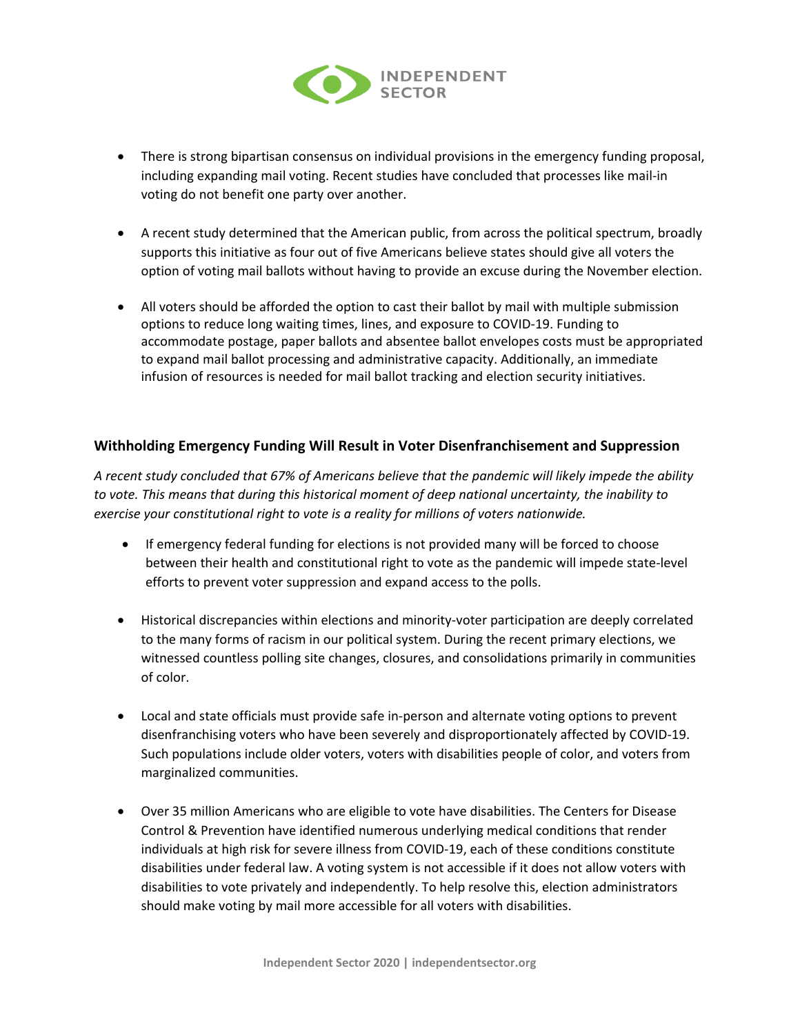- There is strong bipartisan consensus on individual provisions in the emergency funding proposal, including expanding mail voting. Recent studies have concluded that processes like mail-in voting do not benefit one party over another.

- A recent study determined that the American public, from across the political spectrum, broadly supports this initiative as four out of five Americans believe states should give all voters the option of voting mail ballots without having to provide an excuse during the November election.

- All voters should be afforded the option to cast their ballot by mail with multiple submission options to reduce long waiting times, lines, and exposure to COVID-19. Funding to accommodate postage, paper ballots and absentee ballot envelopes costs must be appropriated to expand mail ballot processing and administrative capacity. Additionally, an immediate infusion of resources is needed for mail ballot tracking and election security initiatives.

### Withholding Emergency Funding Will Result in Voter Disenfranchisement and Suppression

*A recent study concluded that 67% of Americans believe that the pandemic will likely impede the ability to vote. This means that during this historical moment of deep national uncertainty, the inability to exercise your constitutional right to vote is a reality for millions of voters nationwide.*

- If emergency federal funding for elections is not provided many will be forced to choose between their health and constitutional right to vote as the pandemic will impede state-level efforts to prevent voter suppression and expand access to the polls.

- Historical discrepancies within elections and minority-voter participation are deeply correlated to the many forms of racism in our political system. During the recent primary elections, we witnessed countless polling site changes, closures, and consolidations primarily in communities of color.

- Local and state officials must provide safe in-person and alternate voting options to prevent disenfranchising voters who have been severely and disproportionately affected by COVID-19. Such populations include older voters, voters with disabilities people of color, and voters from marginalized communities.

- Over 35 million Americans who are eligible to vote have disabilities. The Centers for Disease Control & Prevention have identified numerous underlying medical conditions that render individuals at high risk for severe illness from COVID-19, each of these conditions constitute disabilities under federal law. A voting system is not accessible if it does not allow voters with disabilities to vote privately and independently. To help resolve this, election administrators should make voting by mail more accessible for all voters with disabilities.